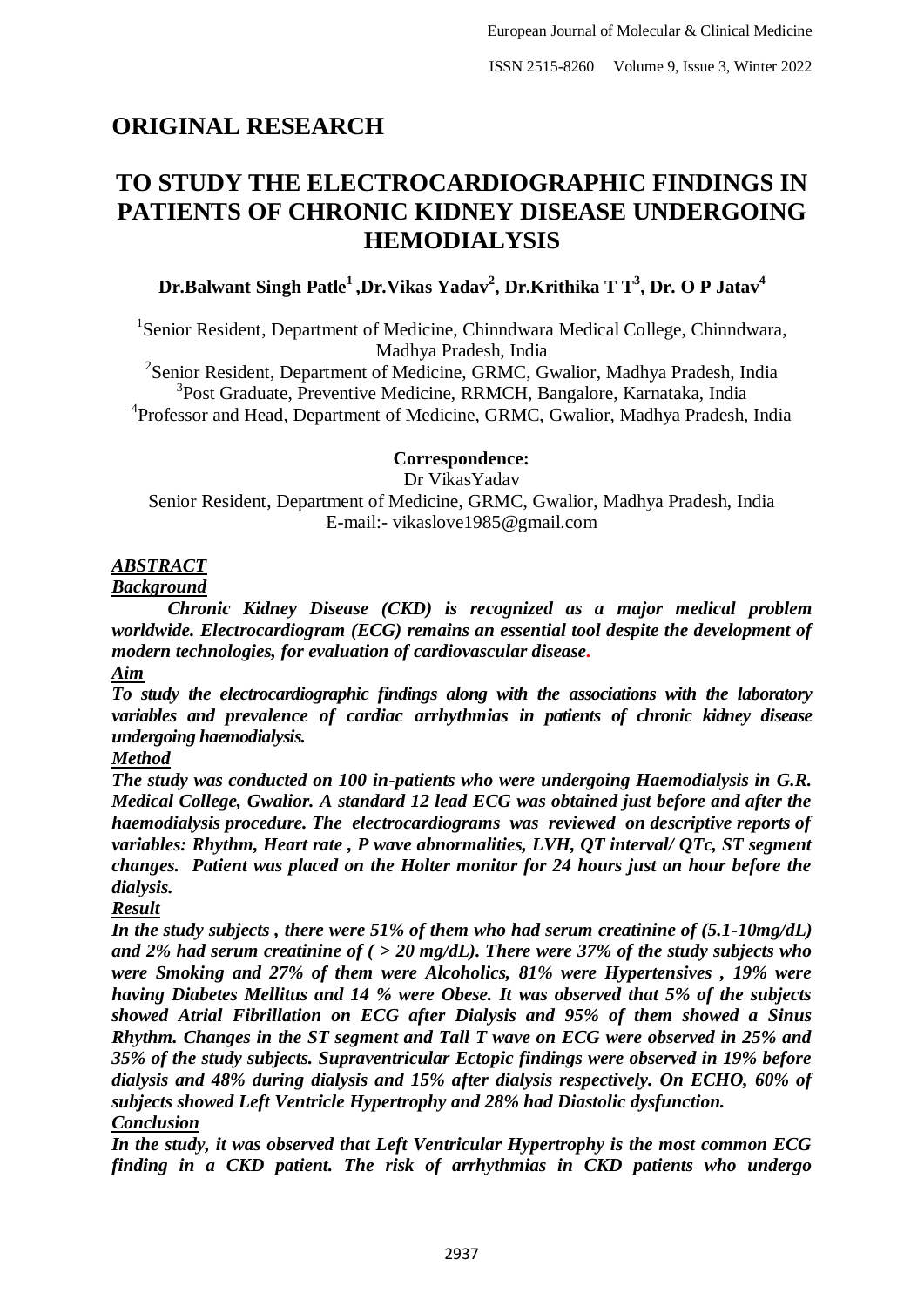## ORIGINAL RESEARCH

# TO STUDY THE ELECTROCARDIOGRAPHIC FINDINGS IN PATIENTS OF CHRONIC KIDNEY DISEASE UNDERGOING HEMODIALYSIS

**Dr.Balwant Singh Patle[1] ,Dr.Vikas Yadav[2], Dr.Krithika T T[3], Dr. O P Jatav[4]**

[1]Senior Resident, Department of Medicine, Chinndwara Medical College, Chinndwara, Madhya Pradesh, India

[2]Senior Resident, Department of Medicine, GRMC, Gwalior, Madhya Pradesh, India

[3]Post Graduate, Preventive Medicine, RRMCH, Bangalore, Karnataka, India

[4]Professor and Head, Department of Medicine, GRMC, Gwalior, Madhya Pradesh, India

**Correspondence:**

Dr VikasYadav

Senior Resident, Department of Medicine, GRMC, Gwalior, Madhya Pradesh, India

E-mail:- vikaslove1985@gmail.com

***ABSTRACT***

***Background***

***Chronic Kidney Disease (CKD) is recognized as a major medical problem worldwide. Electrocardiogram (ECG) remains an essential tool despite the development of modern technologies, for evaluation of cardiovascular disease.***

***Aim***

***To study the electrocardiographic findings along with the associations with the laboratory variables and prevalence of cardiac arrhythmias in patients of chronic kidney disease undergoing haemodialysis.***

***Method***

***The study was conducted on 100 in-patients who were undergoing Haemodialysis in G.R. Medical College, Gwalior. A standard 12 lead ECG was obtained just before and after the haemodialysis procedure. The electrocardiograms was reviewed on descriptive reports of variables: Rhythm, Heart rate , P wave abnormalities, LVH, QT interval/ QTc, ST segment changes. Patient was placed on the Holter monitor for 24 hours just an hour before the dialysis.***

***Result***

***In the study subjects , there were 51% of them who had serum creatinine of (5.1-10mg/dL) and 2% had serum creatinine of ( > 20 mg/dL). There were 37% of the study subjects who were Smoking and 27% of them were Alcoholics, 81% were Hypertensives , 19% were having Diabetes Mellitus and 14 % were Obese. It was observed that 5% of the subjects showed Atrial Fibrillation on ECG after Dialysis and 95% of them showed a Sinus Rhythm. Changes in the ST segment and Tall T wave on ECG were observed in 25% and 35% of the study subjects. Supraventricular Ectopic findings were observed in 19% before dialysis and 48% during dialysis and 15% after dialysis respectively. On ECHO, 60% of subjects showed Left Ventricle Hypertrophy and 28% had Diastolic dysfunction.***

***Conclusion***

***In the study, it was observed that Left Ventricular Hypertrophy is the most common ECG finding in a CKD patient. The risk of arrhythmias in CKD patients who undergo***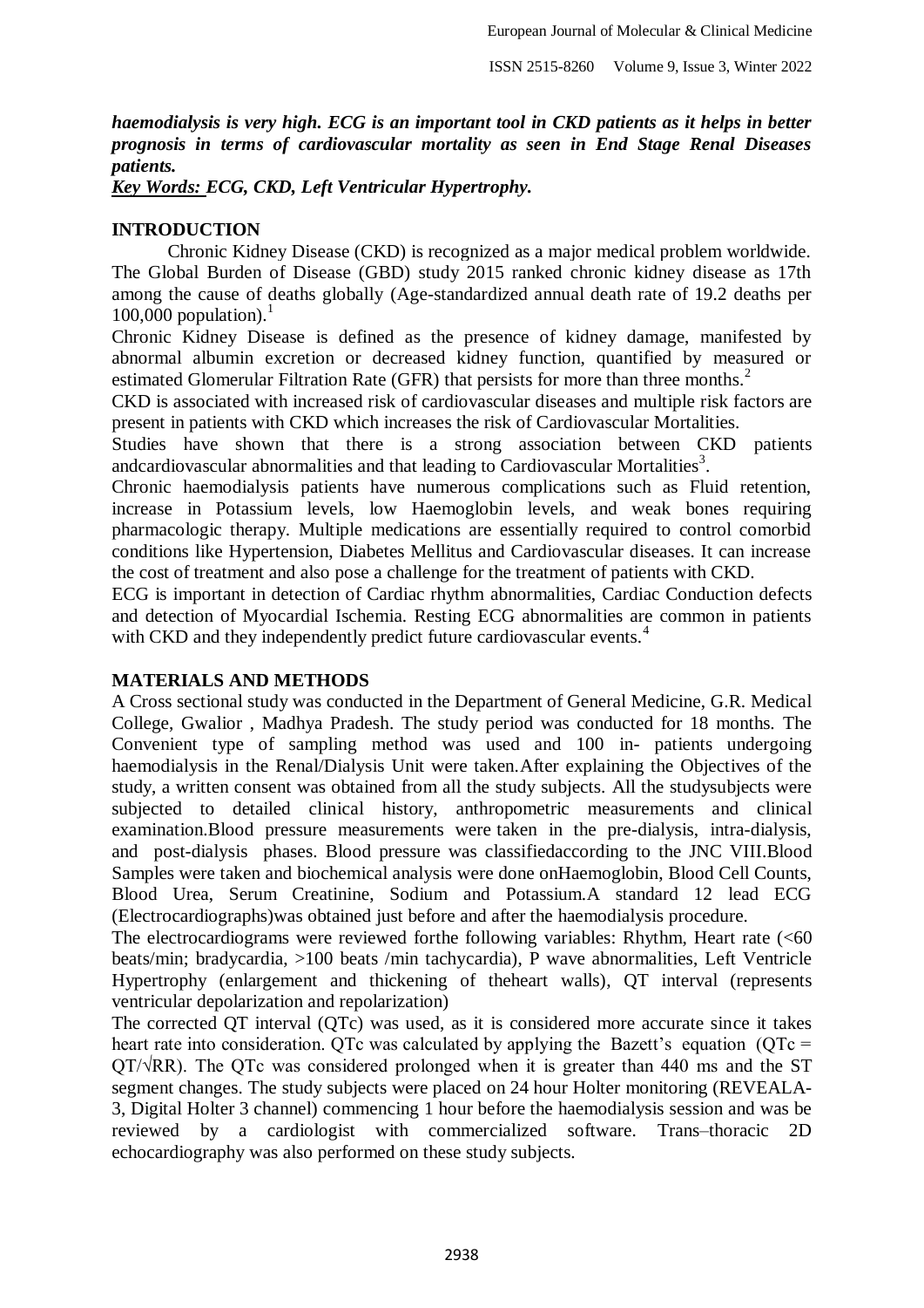***haemodialysis is very high. ECG is an important tool in CKD patients as it helps in better prognosis in terms of cardiovascular mortality as seen in End Stage Renal Diseases patients.***

***Key Words:** ECG, CKD, Left Ventricular Hypertrophy.*

## INTRODUCTION

Chronic Kidney Disease (CKD) is recognized as a major medical problem worldwide. The Global Burden of Disease (GBD) study 2015 ranked chronic kidney disease as 17th among the cause of deaths globally (Age-standardized annual death rate of 19.2 deaths per 100,000 population).[1]

Chronic Kidney Disease is defined as the presence of kidney damage, manifested by abnormal albumin excretion or decreased kidney function, quantified by measured or estimated Glomerular Filtration Rate (GFR) that persists for more than three months.[2]

CKD is associated with increased risk of cardiovascular diseases and multiple risk factors are present in patients with CKD which increases the risk of Cardiovascular Mortalities.

Studies have shown that there is a strong association between CKD patients andcardiovascular abnormalities and that leading to Cardiovascular Mortalities[3].

Chronic haemodialysis patients have numerous complications such as Fluid retention, increase in Potassium levels, low Haemoglobin levels, and weak bones requiring pharmacologic therapy. Multiple medications are essentially required to control comorbid conditions like Hypertension, Diabetes Mellitus and Cardiovascular diseases. It can increase the cost of treatment and also pose a challenge for the treatment of patients with CKD.

ECG is important in detection of Cardiac rhythm abnormalities, Cardiac Conduction defects and detection of Myocardial Ischemia. Resting ECG abnormalities are common in patients with CKD and they independently predict future cardiovascular events.[4]

## MATERIALS AND METHODS

A Cross sectional study was conducted in the Department of General Medicine, G.R. Medical College, Gwalior , Madhya Pradesh. The study period was conducted for 18 months. The Convenient type of sampling method was used and 100 in- patients undergoing haemodialysis in the Renal/Dialysis Unit were taken.After explaining the Objectives of the study, a written consent was obtained from all the study subjects. All the studysubjects were subjected to detailed clinical history, anthropometric measurements and clinical examination.Blood pressure measurements were taken in the pre-dialysis, intra-dialysis, and post-dialysis phases. Blood pressure was classifiedaccording to the JNC VIII.Blood Samples were taken and biochemical analysis were done onHaemoglobin, Blood Cell Counts, Blood Urea, Serum Creatinine, Sodium and Potassium.A standard 12 lead ECG (Electrocardiographs)was obtained just before and after the haemodialysis procedure.

The electrocardiograms were reviewed forthe following variables: Rhythm, Heart rate (<60 beats/min; bradycardia, >100 beats /min tachycardia), P wave abnormalities, Left Ventricle Hypertrophy (enlargement and thickening of theheart walls), QT interval (represents ventricular depolarization and repolarization)

The corrected QT interval (QTc) was used, as it is considered more accurate since it takes heart rate into consideration. QTc was calculated by applying the Bazett's equation ($QTc = QT/\sqrt{RR}$). The QTc was considered prolonged when it is greater than 440 ms and the ST segment changes. The study subjects were placed on 24 hour Holter monitoring (REVEALA-3, Digital Holter 3 channel) commencing 1 hour before the haemodialysis session and was be reviewed by a cardiologist with commercialized software. Trans–thoracic 2D echocardiography was also performed on these study subjects.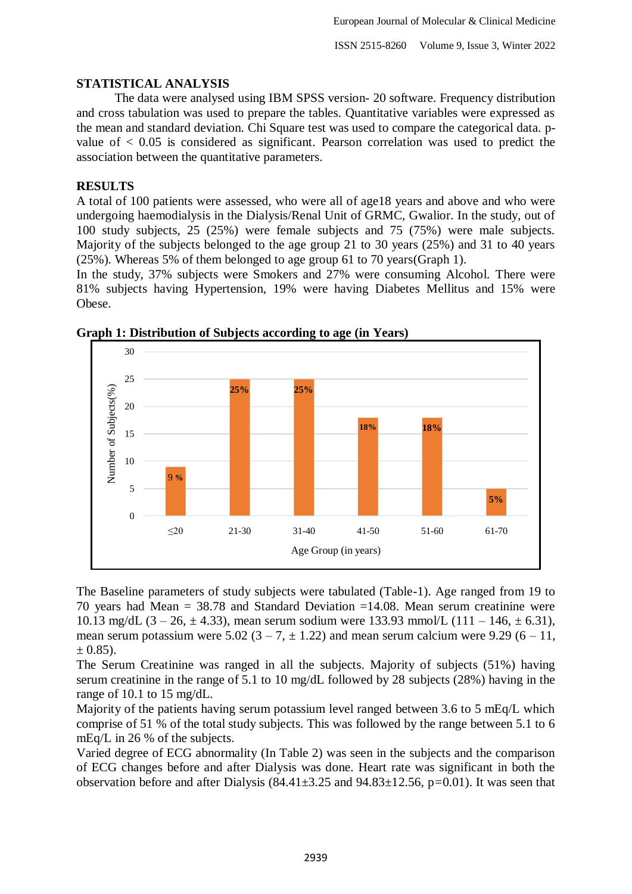## STATISTICAL ANALYSIS

The data were analysed using IBM SPSS version- 20 software. Frequency distribution and cross tabulation was used to prepare the tables. Quantitative variables were expressed as the mean and standard deviation. Chi Square test was used to compare the categorical data. p-value of < 0.05 is considered as significant. Pearson correlation was used to predict the association between the quantitative parameters.

## RESULTS

A total of 100 patients were assessed, who were all of age18 years and above and who were undergoing haemodialysis in the Dialysis/Renal Unit of GRMC, Gwalior. In the study, out of 100 study subjects, 25 (25%) were female subjects and 75 (75%) were male subjects. Majority of the subjects belonged to the age group 21 to 30 years (25%) and 31 to 40 years (25%). Whereas 5% of them belonged to age group 61 to 70 years(Graph 1).

In the study, 37% subjects were Smokers and 27% were consuming Alcohol. There were 81% subjects having Hypertension, 19% were having Diabetes Mellitus and 15% were Obese.

**Graph 1: Distribution of Subjects according to age (in Years)**

| Age Group (in years) | Number of Subjects(%) |
|---|---|
| ≤20 | 9 % |
| 21-30 | 25% |
| 31-40 | 25% |
| 41-50 | 18% |
| 51-60 | 18% |
| 61-70 | 5% |

The Baseline parameters of study subjects were tabulated (Table-1). Age ranged from 19 to 70 years had Mean = 38.78 and Standard Deviation =14.08. Mean serum creatinine were 10.13 mg/dL (3 – 26, ± 4.33), mean serum sodium were 133.93 mmol/L (111 – 146, ± 6.31), mean serum potassium were 5.02 (3 – 7, ± 1.22) and mean serum calcium were 9.29 (6 – 11, ± 0.85).

The Serum Creatinine was ranged in all the subjects. Majority of subjects (51%) having serum creatinine in the range of 5.1 to 10 mg/dL followed by 28 subjects (28%) having in the range of 10.1 to 15 mg/dL.

Majority of the patients having serum potassium level ranged between 3.6 to 5 mEq/L which comprise of 51 % of the total study subjects. This was followed by the range between 5.1 to 6 mEq/L in 26 % of the subjects.

Varied degree of ECG abnormality (In Table 2) was seen in the subjects and the comparison of ECG changes before and after Dialysis was done. Heart rate was significant in both the observation before and after Dialysis (84.41±3.25 and 94.83±12.56, p=0.01). It was seen that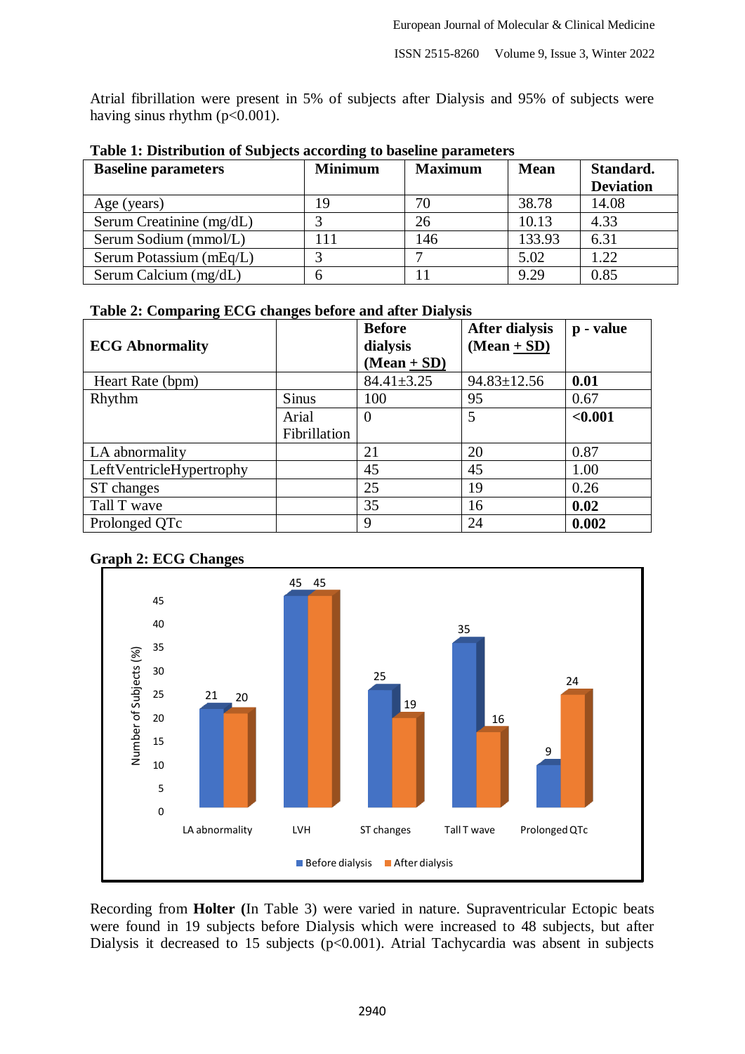Atrial fibrillation were present in 5% of subjects after Dialysis and 95% of subjects were having sinus rhythm ($p<0.001$).

**Table 1: Distribution of Subjects according to baseline parameters**

| Baseline parameters | Minimum | Maximum | Mean | Standard. Deviation |
|---|---|---|---|---|
| Age (years) | 19 | 70 | 38.78 | 14.08 |
| Serum Creatinine (mg/dL) | 3 | 26 | 10.13 | 4.33 |
| Serum Sodium (mmol/L) | 111 | 146 | 133.93 | 6.31 |
| Serum Potassium (mEq/L) | 3 | 7 | 5.02 | 1.22 |
| Serum Calcium (mg/dL) | 6 | 11 | 9.29 | 0.85 |

**Table 2: Comparing ECG changes before and after Dialysis**

| ECG Abnormality | | Before dialysis (Mean + SD) | After dialysis (Mean + SD) | p - value |
|---|---|---|---|---|
| Heart Rate (bpm) | | 84.41±3.25 | 94.83±12.56 | **0.01** |
| Rhythm | Sinus | 100 | 95 | 0.67 |
| | Arial Fibrillation | 0 | 5 | **<0.001** |
| LA abnormality | | 21 | 20 | 0.87 |
| LeftVentricleHypertrophy | | 45 | 45 | 1.00 |
| ST changes | | 25 | 19 | 0.26 |
| Tall T wave | | 35 | 16 | **0.02** |
| Prolonged QTc | | 9 | 24 | **0.002** |

**Graph 2: ECG Changes**

Recording from **Holter (**In Table 3) were varied in nature. Supraventricular Ectopic beats were found in 19 subjects before Dialysis which were increased to 48 subjects, but after Dialysis it decreased to 15 subjects ($p<0.001$). Atrial Tachycardia was absent in subjects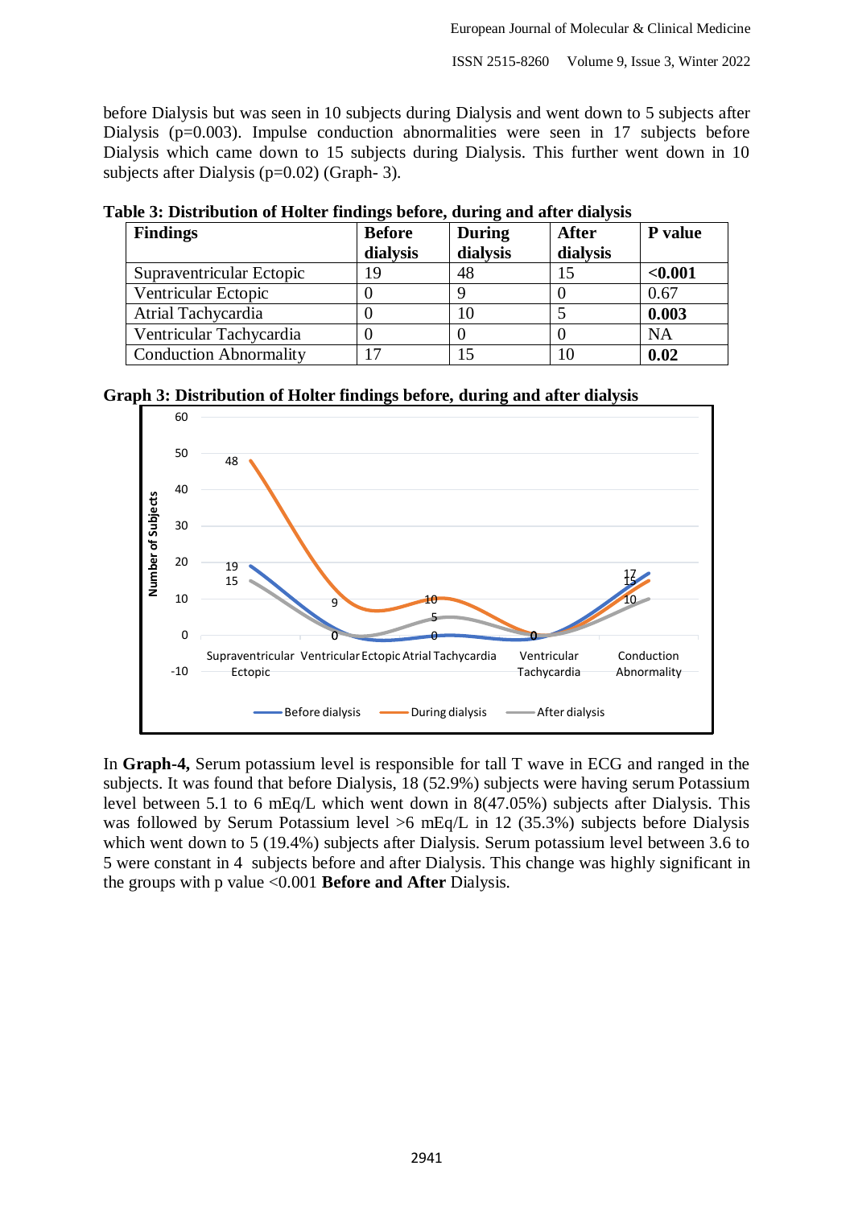before Dialysis but was seen in 10 subjects during Dialysis and went down to 5 subjects after Dialysis (p=0.003). Impulse conduction abnormalities were seen in 17 subjects before Dialysis which came down to 15 subjects during Dialysis. This further went down in 10 subjects after Dialysis (p=0.02) (Graph- 3).

**Table 3: Distribution of Holter findings before, during and after dialysis**

| Findings | Before dialysis | During dialysis | After dialysis | P value |
|---|---|---|---|---|
| Supraventricular Ectopic | 19 | 48 | 15 | **<0.001** |
| Ventricular Ectopic | 0 | 9 | 0 | 0.67 |
| Atrial Tachycardia | 0 | 10 | 5 | **0.003** |
| Ventricular Tachycardia | 0 | 0 | 0 | NA |
| Conduction Abnormality | 17 | 15 | 10 | **0.02** |

**Graph 3: Distribution of Holter findings before, during and after dialysis**

In **Graph-4,** Serum potassium level is responsible for tall T wave in ECG and ranged in the subjects. It was found that before Dialysis, 18 (52.9%) subjects were having serum Potassium level between 5.1 to 6 mEq/L which went down in 8(47.05%) subjects after Dialysis. This was followed by Serum Potassium level >6 mEq/L in 12 (35.3%) subjects before Dialysis which went down to 5 (19.4%) subjects after Dialysis. Serum potassium level between 3.6 to 5 were constant in 4 subjects before and after Dialysis. This change was highly significant in the groups with p value <0.001 **Before and After** Dialysis.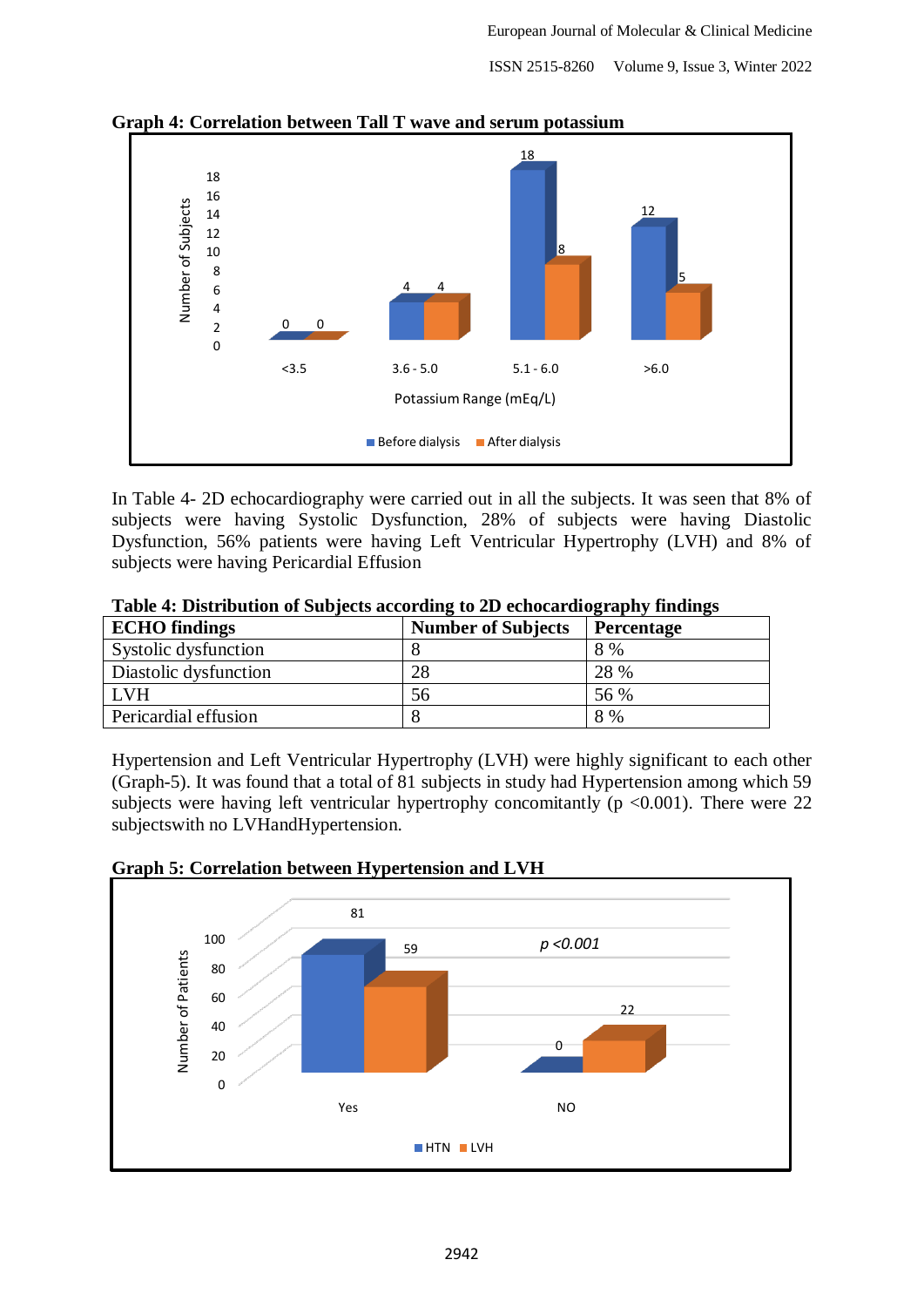**Graph 4: Correlation between Tall T wave and serum potassium**

In Table 4- 2D echocardiography were carried out in all the subjects. It was seen that 8% of subjects were having Systolic Dysfunction, 28% of subjects were having Diastolic Dysfunction, 56% patients were having Left Ventricular Hypertrophy (LVH) and 8% of subjects were having Pericardial Effusion

**Table 4: Distribution of Subjects according to 2D echocardiography findings**

| ECHO findings | Number of Subjects | Percentage |
|---|---|---|
| Systolic dysfunction | 8 | 8 % |
| Diastolic dysfunction | 28 | 28 % |
| LVH | 56 | 56 % |
| Pericardial effusion | 8 | 8 % |

Hypertension and Left Ventricular Hypertrophy (LVH) were highly significant to each other (Graph-5). It was found that a total of 81 subjects in study had Hypertension among which 59 subjects were having left ventricular hypertrophy concomitantly ($p < 0.001$). There were 22 subjectswith no LVHandHypertension.

**Graph 5: Correlation between Hypertension and LVH**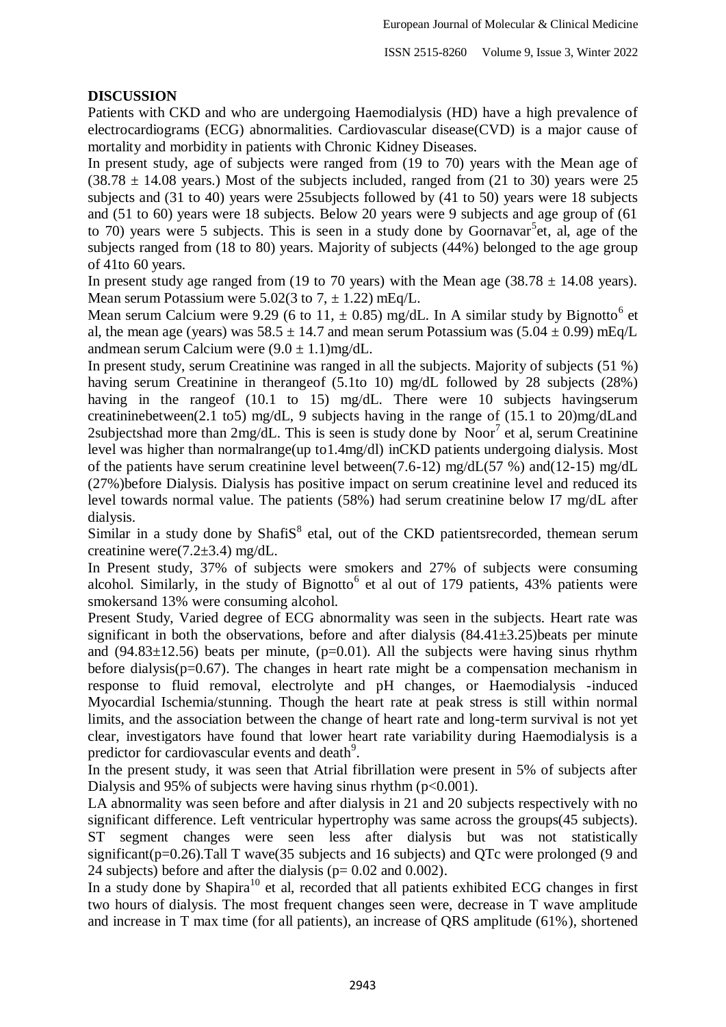## DISCUSSION

Patients with CKD and who are undergoing Haemodialysis (HD) have a high prevalence of electrocardiograms (ECG) abnormalities. Cardiovascular disease(CVD) is a major cause of mortality and morbidity in patients with Chronic Kidney Diseases.

In present study, age of subjects were ranged from (19 to 70) years with the Mean age of (38.78 ± 14.08 years.) Most of the subjects included, ranged from (21 to 30) years were 25 subjects and (31 to 40) years were 25subjects followed by (41 to 50) years were 18 subjects and (51 to 60) years were 18 subjects. Below 20 years were 9 subjects and age group of (61 to 70) years were 5 subjects. This is seen in a study done by Goornavar[5]et, al, age of the subjects ranged from (18 to 80) years. Majority of subjects (44%) belonged to the age group of 41to 60 years.

In present study age ranged from (19 to 70 years) with the Mean age (38.78 ± 14.08 years). Mean serum Potassium were 5.02(3 to 7, ± 1.22) mEq/L.

Mean serum Calcium were 9.29 (6 to 11, ± 0.85) mg/dL. In A similar study by Bignotto[6] et al, the mean age (years) was 58.5 ± 14.7 and mean serum Potassium was (5.04 ± 0.99) mEq/L andmean serum Calcium were (9.0 ± 1.1)mg/dL.

In present study, serum Creatinine was ranged in all the subjects. Majority of subjects (51 %) having serum Creatinine in therangeof (5.1to 10) mg/dL followed by 28 subjects (28%) having in the rangeof (10.1 to 15) mg/dL. There were 10 subjects havingserum creatininebetween(2.1 to5) mg/dL, 9 subjects having in the range of (15.1 to 20)mg/dLand 2subjectshad more than 2mg/dL. This is seen is study done by Noor[7] et al, serum Creatinine level was higher than normalrange(up to1.4mg/dl) inCKD patients undergoing dialysis. Most of the patients have serum creatinine level between(7.6-12) mg/dL(57 %) and(12-15) mg/dL (27%)before Dialysis. Dialysis has positive impact on serum creatinine level and reduced its level towards normal value. The patients (58%) had serum creatinine below I7 mg/dL after dialysis.

Similar in a study done by ShafiS[8] etal, out of the CKD patientsrecorded, themean serum creatinine were(7.2±3.4) mg/dL.

In Present study, 37% of subjects were smokers and 27% of subjects were consuming alcohol. Similarly, in the study of Bignotto[6] et al out of 179 patients, 43% patients were smokersand 13% were consuming alcohol.

Present Study, Varied degree of ECG abnormality was seen in the subjects. Heart rate was significant in both the observations, before and after dialysis (84.41±3.25)beats per minute and (94.83±12.56) beats per minute, ($p$=0.01). All the subjects were having sinus rhythm before dialysis($p$=0.67). The changes in heart rate might be a compensation mechanism in response to fluid removal, electrolyte and pH changes, or Haemodialysis -induced Myocardial Ischemia/stunning. Though the heart rate at peak stress is still within normal limits, and the association between the change of heart rate and long-term survival is not yet clear, investigators have found that lower heart rate variability during Haemodialysis is a predictor for cardiovascular events and death[9].

In the present study, it was seen that Atrial fibrillation were present in 5% of subjects after Dialysis and 95% of subjects were having sinus rhythm ($p<0.001$).

LA abnormality was seen before and after dialysis in 21 and 20 subjects respectively with no significant difference. Left ventricular hypertrophy was same across the groups(45 subjects). ST segment changes were seen less after dialysis but was not statistically significant($p$=0.26).Tall T wave(35 subjects and 16 subjects) and QTc were prolonged (9 and 24 subjects) before and after the dialysis ($p$= 0.02 and 0.002).

In a study done by Shapira[10] et al, recorded that all patients exhibited ECG changes in first two hours of dialysis. The most frequent changes seen were, decrease in T wave amplitude and increase in T max time (for all patients), an increase of QRS amplitude (61%), shortened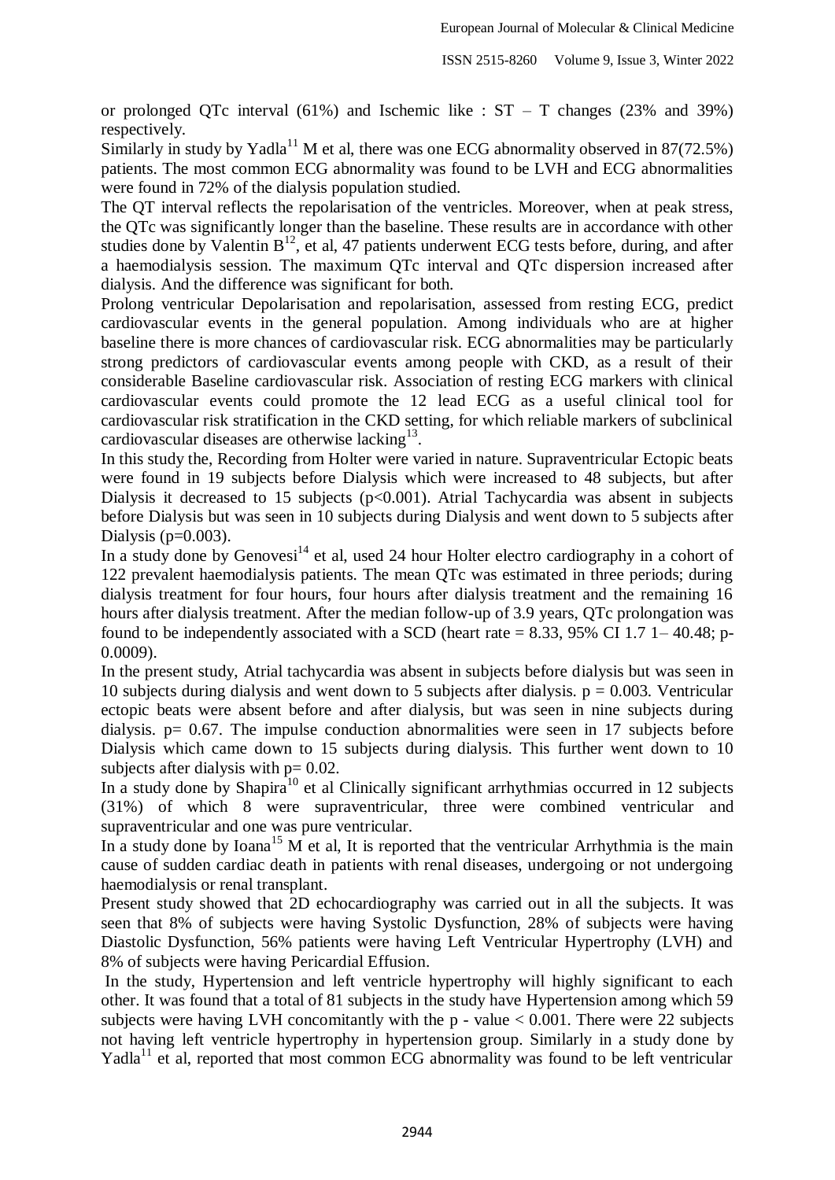or prolonged QTc interval (61%) and Ischemic like : ST – T changes (23% and 39%) respectively.

Similarly in study by Yadla[11] M et al, there was one ECG abnormality observed in 87(72.5%) patients. The most common ECG abnormality was found to be LVH and ECG abnormalities were found in 72% of the dialysis population studied.

The QT interval reflects the repolarisation of the ventricles. Moreover, when at peak stress, the QTc was significantly longer than the baseline. These results are in accordance with other studies done by Valentin B[12], et al, 47 patients underwent ECG tests before, during, and after a haemodialysis session. The maximum QTc interval and QTc dispersion increased after dialysis. And the difference was significant for both.

Prolong ventricular Depolarisation and repolarisation, assessed from resting ECG, predict cardiovascular events in the general population. Among individuals who are at higher baseline there is more chances of cardiovascular risk. ECG abnormalities may be particularly strong predictors of cardiovascular events among people with CKD, as a result of their considerable Baseline cardiovascular risk. Association of resting ECG markers with clinical cardiovascular events could promote the 12 lead ECG as a useful clinical tool for cardiovascular risk stratification in the CKD setting, for which reliable markers of subclinical cardiovascular diseases are otherwise lacking[13].

In this study the, Recording from Holter were varied in nature. Supraventricular Ectopic beats were found in 19 subjects before Dialysis which were increased to 48 subjects, but after Dialysis it decreased to 15 subjects ($p<0.001$). Atrial Tachycardia was absent in subjects before Dialysis but was seen in 10 subjects during Dialysis and went down to 5 subjects after Dialysis ($p=0.003$).

In a study done by Genovesi[14] et al, used 24 hour Holter electro cardiography in a cohort of 122 prevalent haemodialysis patients. The mean QTc was estimated in three periods; during dialysis treatment for four hours, four hours after dialysis treatment and the remaining 16 hours after dialysis treatment. After the median follow-up of 3.9 years, QTc prolongation was found to be independently associated with a SCD (heart rate = 8.33, 95% CI 1.7 1– 40.48; p-0.0009).

In the present study, Atrial tachycardia was absent in subjects before dialysis but was seen in 10 subjects during dialysis and went down to 5 subjects after dialysis. $p = 0.003$. Ventricular ectopic beats were absent before and after dialysis, but was seen in nine subjects during dialysis. $p= 0.67$. The impulse conduction abnormalities were seen in 17 subjects before Dialysis which came down to 15 subjects during dialysis. This further went down to 10 subjects after dialysis with $p= 0.02$.

In a study done by Shapira[10] et al Clinically significant arrhythmias occurred in 12 subjects (31%) of which 8 were supraventricular, three were combined ventricular and supraventricular and one was pure ventricular.

In a study done by Ioana[15] M et al, It is reported that the ventricular Arrhythmia is the main cause of sudden cardiac death in patients with renal diseases, undergoing or not undergoing haemodialysis or renal transplant.

Present study showed that 2D echocardiography was carried out in all the subjects. It was seen that 8% of subjects were having Systolic Dysfunction, 28% of subjects were having Diastolic Dysfunction, 56% patients were having Left Ventricular Hypertrophy (LVH) and 8% of subjects were having Pericardial Effusion.

In the study, Hypertension and left ventricle hypertrophy will highly significant to each other. It was found that a total of 81 subjects in the study have Hypertension among which 59 subjects were having LVH concomitantly with the p - value $< 0.001$. There were 22 subjects not having left ventricle hypertrophy in hypertension group. Similarly in a study done by Yadla[11] et al, reported that most common ECG abnormality was found to be left ventricular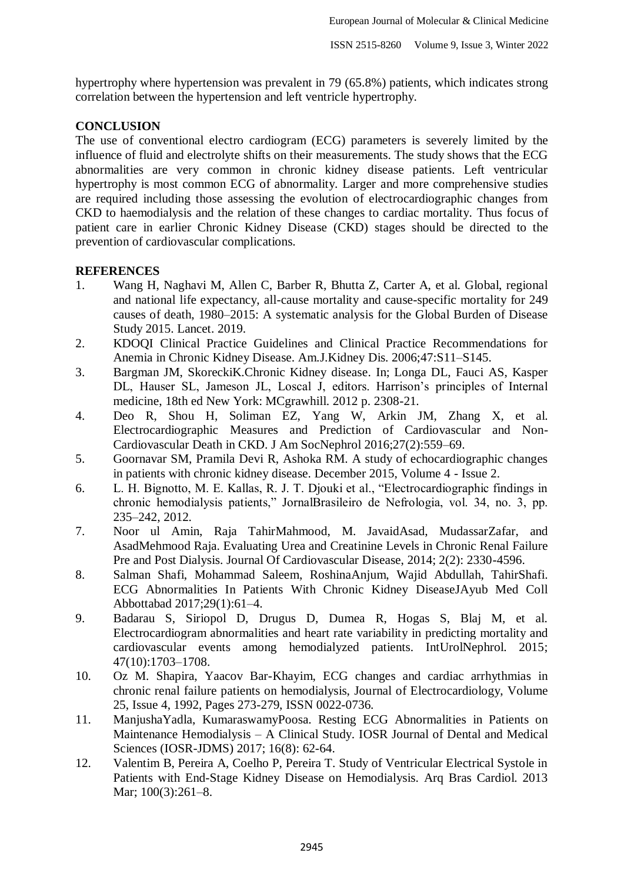hypertrophy where hypertension was prevalent in 79 (65.8%) patients, which indicates strong correlation between the hypertension and left ventricle hypertrophy.

## CONCLUSION

The use of conventional electro cardiogram (ECG) parameters is severely limited by the influence of fluid and electrolyte shifts on their measurements. The study shows that the ECG abnormalities are very common in chronic kidney disease patients. Left ventricular hypertrophy is most common ECG of abnormality. Larger and more comprehensive studies are required including those assessing the evolution of electrocardiographic changes from CKD to haemodialysis and the relation of these changes to cardiac mortality. Thus focus of patient care in earlier Chronic Kidney Disease (CKD) stages should be directed to the prevention of cardiovascular complications.

## REFERENCES

1. Wang H, Naghavi M, Allen C, Barber R, Bhutta Z, Carter A, et al. Global, regional and national life expectancy, all-cause mortality and cause-specific mortality for 249 causes of death, 1980–2015: A systematic analysis for the Global Burden of Disease Study 2015. Lancet. 2019.
2. KDOQI Clinical Practice Guidelines and Clinical Practice Recommendations for Anemia in Chronic Kidney Disease. Am.J.Kidney Dis. 2006;47:S11–S145.
3. Bargman JM, SkoreckiK.Chronic Kidney disease. In; Longa DL, Fauci AS, Kasper DL, Hauser SL, Jameson JL, Loscal J, editors. Harrison's principles of Internal medicine, 18th ed New York: MCgrawhill. 2012 p. 2308-21.
4. Deo R, Shou H, Soliman EZ, Yang W, Arkin JM, Zhang X, et al. Electrocardiographic Measures and Prediction of Cardiovascular and Non-Cardiovascular Death in CKD. J Am SocNephrol 2016;27(2):559–69.
5. Goornavar SM, Pramila Devi R, Ashoka RM. A study of echocardiographic changes in patients with chronic kidney disease. December 2015, Volume 4 - Issue 2.
6. L. H. Bignotto, M. E. Kallas, R. J. T. Djouki et al., "Electrocardiographic findings in chronic hemodialysis patients," JornalBrasileiro de Nefrologia, vol. 34, no. 3, pp. 235–242, 2012.
7. Noor ul Amin, Raja TahirMahmood, M. JavaidAsad, MudassarZafar, and AsadMehmood Raja. Evaluating Urea and Creatinine Levels in Chronic Renal Failure Pre and Post Dialysis. Journal Of Cardiovascular Disease, 2014; 2(2): 2330-4596.
8. Salman Shafi, Mohammad Saleem, RoshinaAnjum, Wajid Abdullah, TahirShafi. ECG Abnormalities In Patients With Chronic Kidney DiseaseJAyub Med Coll Abbottabad 2017;29(1):61–4.
9. Badarau S, Siriopol D, Drugus D, Dumea R, Hogas S, Blaj M, et al. Electrocardiogram abnormalities and heart rate variability in predicting mortality and cardiovascular events among hemodialyzed patients. IntUrolNephrol. 2015; 47(10):1703–1708.
10. Oz M. Shapira, Yaacov Bar-Khayim, ECG changes and cardiac arrhythmias in chronic renal failure patients on hemodialysis, Journal of Electrocardiology, Volume 25, Issue 4, 1992, Pages 273-279, ISSN 0022-0736.
11. ManjushaYadla, KumaraswamyPoosa. Resting ECG Abnormalities in Patients on Maintenance Hemodialysis – A Clinical Study. IOSR Journal of Dental and Medical Sciences (IOSR-JDMS) 2017; 16(8): 62-64.
12. Valentim B, Pereira A, Coelho P, Pereira T. Study of Ventricular Electrical Systole in Patients with End-Stage Kidney Disease on Hemodialysis. Arq Bras Cardiol. 2013 Mar; 100(3):261–8.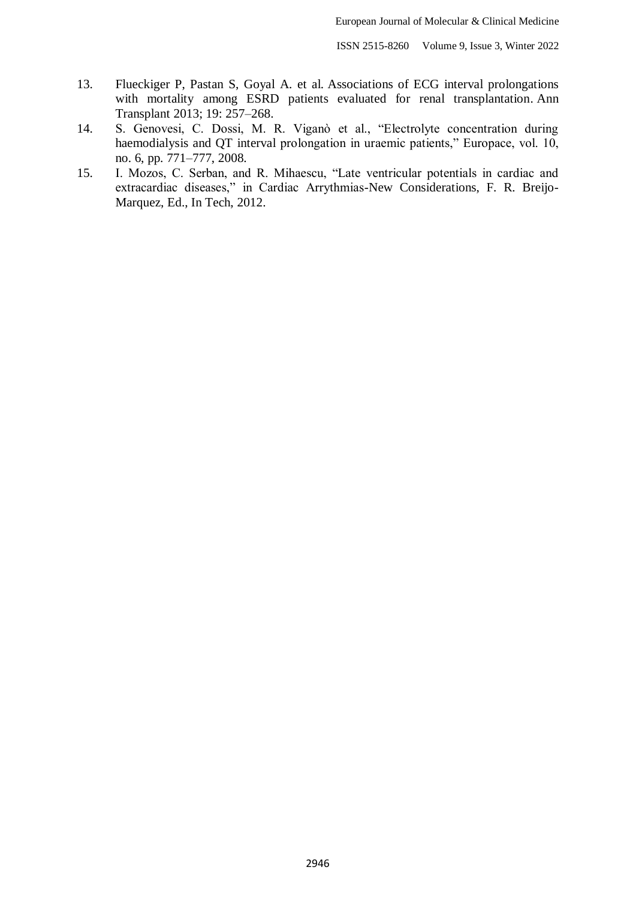13. Flueckiger P, Pastan S, Goyal A. et al. Associations of ECG interval prolongations with mortality among ESRD patients evaluated for renal transplantation. Ann Transplant 2013; 19: 257–268.
14. S. Genovesi, C. Dossi, M. R. Viganò et al., "Electrolyte concentration during haemodialysis and QT interval prolongation in uraemic patients," Europace, vol. 10, no. 6, pp. 771–777, 2008.
15. I. Mozos, C. Serban, and R. Mihaescu, "Late ventricular potentials in cardiac and extracardiac diseases," in Cardiac Arrythmias-New Considerations, F. R. Breijo-Marquez, Ed., In Tech, 2012.